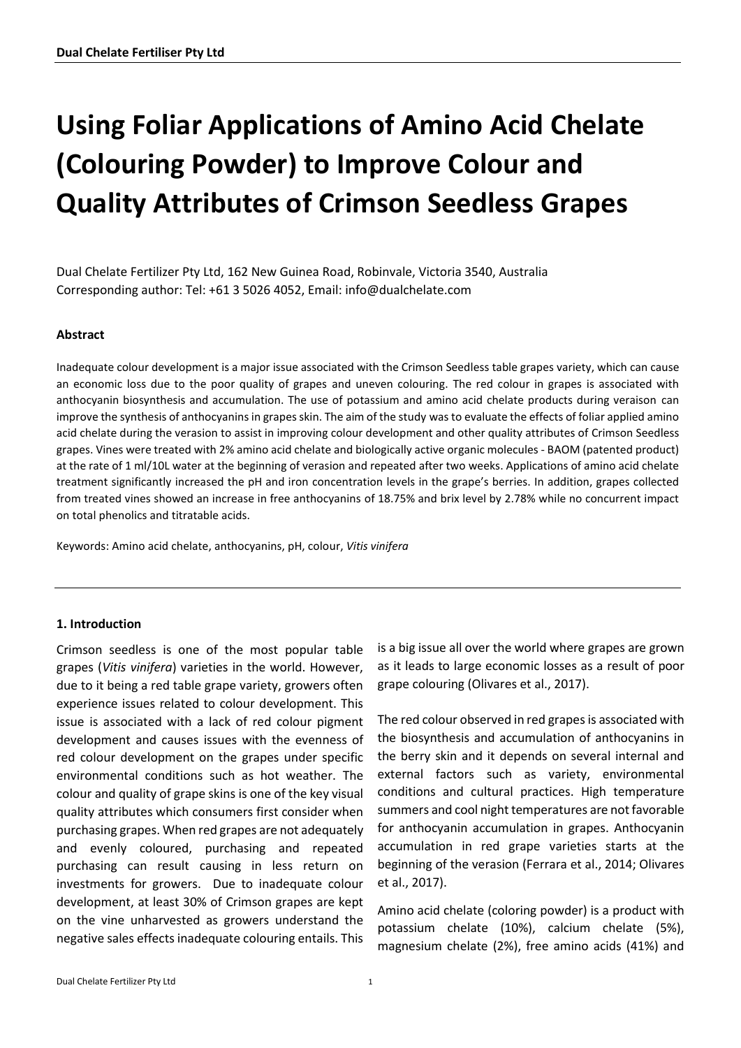# Using Foliar Applications of Amino Acid Chelate (Colouring Powder) to Improve Colour and Quality Attributes of Crimson Seedless Grapes

Dual Chelate Fertilizer Pty Ltd, 162 New Guinea Road, Robinvale, Victoria 3540, Australia
Corresponding author: Tel: +61 3 5026 4052, Email: info@dualchelate.com

#### Abstract

Inadequate colour development is a major issue associated with the Crimson Seedless table grapes variety, which can cause an economic loss due to the poor quality of grapes and uneven colouring. The red colour in grapes is associated with anthocyanin biosynthesis and accumulation. The use of potassium and amino acid chelate products during veraison can improve the synthesis of anthocyanins in grapes skin. The aim of the study was to evaluate the effects of foliar applied amino acid chelate during the verasion to assist in improving colour development and other quality attributes of Crimson Seedless grapes. Vines were treated with 2% amino acid chelate and biologically active organic molecules - BAOM (patented product) at the rate of 1 ml/10L water at the beginning of verasion and repeated after two weeks. Applications of amino acid chelate treatment significantly increased the pH and iron concentration levels in the grape's berries. In addition, grapes collected from treated vines showed an increase in free anthocyanins of 18.75% and brix level by 2.78% while no concurrent impact on total phenolics and titratable acids.

Keywords: Amino acid chelate, anthocyanins, pH, colour, *Vitis vinifera*

#### 1. Introduction

Crimson seedless is one of the most popular table grapes (*Vitis vinifera*) varieties in the world. However, due to it being a red table grape variety, growers often experience issues related to colour development. This issue is associated with a lack of red colour pigment development and causes issues with the evenness of red colour development on the grapes under specific environmental conditions such as hot weather. The colour and quality of grape skins is one of the key visual quality attributes which consumers first consider when purchasing grapes. When red grapes are not adequately and evenly coloured, purchasing and repeated purchasing can result causing in less return on investments for growers. Due to inadequate colour development, at least 30% of Crimson grapes are kept on the vine unharvested as growers understand the negative sales effects inadequate colouring entails. This is a big issue all over the world where grapes are grown as it leads to large economic losses as a result of poor grape colouring (Olivares et al., 2017).

The red colour observed in red grapes is associated with the biosynthesis and accumulation of anthocyanins in the berry skin and it depends on several internal and external factors such as variety, environmental conditions and cultural practices. High temperature summers and cool night temperatures are not favorable for anthocyanin accumulation in grapes. Anthocyanin accumulation in red grape varieties starts at the beginning of the verasion (Ferrara et al., 2014; Olivares et al., 2017).

Amino acid chelate (coloring powder) is a product with potassium chelate (10%), calcium chelate (5%), magnesium chelate (2%), free amino acids (41%) and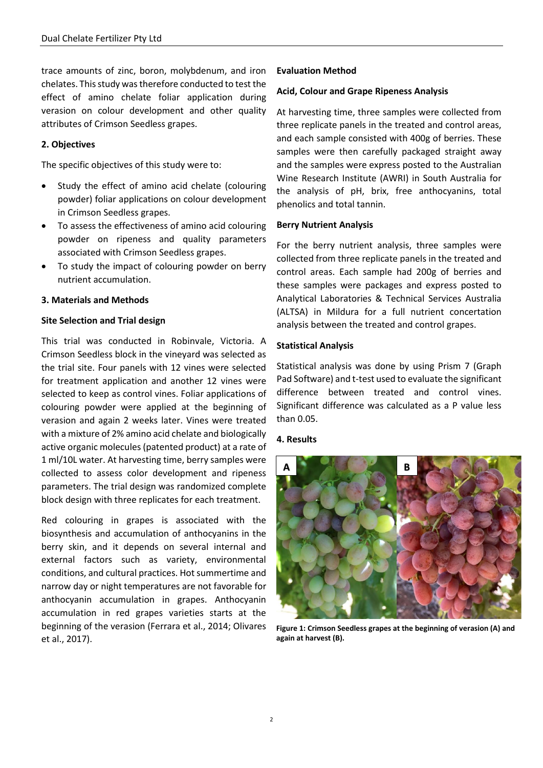trace amounts of zinc, boron, molybdenum, and iron chelates. This study was therefore conducted to test the effect of amino chelate foliar application during verasion on colour development and other quality attributes of Crimson Seedless grapes.

## 2. Objectives

The specific objectives of this study were to:

- Study the effect of amino acid chelate (colouring powder) foliar applications on colour development in Crimson Seedless grapes.
- To assess the effectiveness of amino acid colouring powder on ripeness and quality parameters associated with Crimson Seedless grapes.
- To study the impact of colouring powder on berry nutrient accumulation.

## 3. Materials and Methods

### Site Selection and Trial design

This trial was conducted in Robinvale, Victoria. A Crimson Seedless block in the vineyard was selected as the trial site. Four panels with 12 vines were selected for treatment application and another 12 vines were selected to keep as control vines. Foliar applications of colouring powder were applied at the beginning of verasion and again 2 weeks later. Vines were treated with a mixture of 2% amino acid chelate and biologically active organic molecules (patented product) at a rate of 1 ml/10L water. At harvesting time, berry samples were collected to assess color development and ripeness parameters. The trial design was randomized complete block design with three replicates for each treatment.

Red colouring in grapes is associated with the biosynthesis and accumulation of anthocyanins in the berry skin, and it depends on several internal and external factors such as variety, environmental conditions, and cultural practices. Hot summertime and narrow day or night temperatures are not favorable for anthocyanin accumulation in grapes. Anthocyanin accumulation in red grapes varieties starts at the beginning of the verasion (Ferrara et al., 2014; Olivares et al., 2017).

### Evaluation Method

### Acid, Colour and Grape Ripeness Analysis

At harvesting time, three samples were collected from three replicate panels in the treated and control areas, and each sample consisted with 400g of berries. These samples were then carefully packaged straight away and the samples were express posted to the Australian Wine Research Institute (AWRI) in South Australia for the analysis of pH, brix, free anthocyanins, total phenolics and total tannin.

### Berry Nutrient Analysis

For the berry nutrient analysis, three samples were collected from three replicate panels in the treated and control areas. Each sample had 200g of berries and these samples were packages and express posted to Analytical Laboratories & Technical Services Australia (ALTSA) in Mildura for a full nutrient concertation analysis between the treated and control grapes.

### Statistical Analysis

Statistical analysis was done by using Prism 7 (Graph Pad Software) and t-test used to evaluate the significant difference between treated and control vines. Significant difference was calculated as a P value less than 0.05.

## 4. Results

**Figure 1: Crimson Seedless grapes at the beginning of verasion (A) and again at harvest (B).**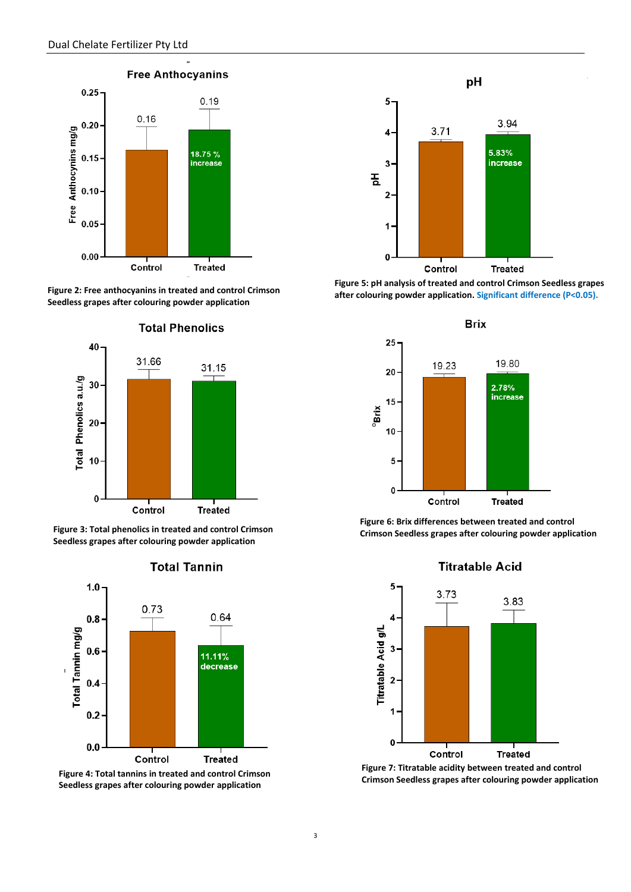**Figure 2: Free anthocyanins in treated and control Crimson Seedless grapes after colouring powder application**

**Figure 3: Total phenolics in treated and control Crimson Seedless grapes after colouring powder application**

**Figure 4: Total tannins in treated and control Crimson Seedless grapes after colouring powder application**

**Figure 5: pH analysis of treated and control Crimson Seedless grapes after colouring powder application. Significant difference (P<0.05).**

**Figure 6: Brix differences between treated and control Crimson Seedless grapes after colouring powder application**

**Figure 7: Titratable acidity between treated and control Crimson Seedless grapes after colouring powder application**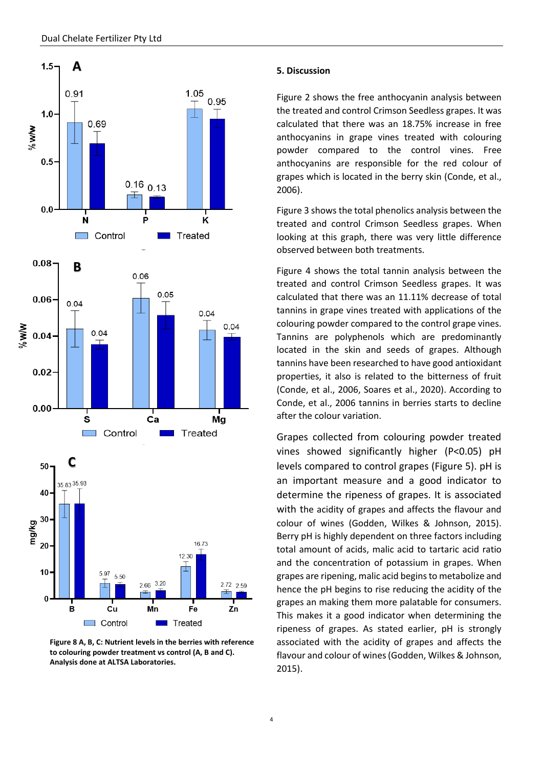Figure 8 A, B, C: Nutrient levels in the berries with reference to colouring powder treatment vs control (A, B and C). Analysis done at ALTSA Laboratories.

## 5. Discussion

Figure 2 shows the free anthocyanin analysis between the treated and control Crimson Seedless grapes. It was calculated that there was an 18.75% increase in free anthocyanins in grape vines treated with colouring powder compared to the control vines. Free anthocyanins are responsible for the red colour of grapes which is located in the berry skin (Conde, et al., 2006).

Figure 3 shows the total phenolics analysis between the treated and control Crimson Seedless grapes. When looking at this graph, there was very little difference observed between both treatments.

Figure 4 shows the total tannin analysis between the treated and control Crimson Seedless grapes. It was calculated that there was an 11.11% decrease of total tannins in grape vines treated with applications of the colouring powder compared to the control grape vines. Tannins are polyphenols which are predominantly located in the skin and seeds of grapes. Although tannins have been researched to have good antioxidant properties, it also is related to the bitterness of fruit (Conde, et al., 2006, Soares et al., 2020). According to Conde, et al., 2006 tannins in berries starts to decline after the colour variation.

Grapes collected from colouring powder treated vines showed significantly higher ($P<0.05$) pH levels compared to control grapes (Figure 5). pH is an important measure and a good indicator to determine the ripeness of grapes. It is associated with the acidity of grapes and affects the flavour and colour of wines (Godden, Wilkes & Johnson, 2015). Berry pH is highly dependent on three factors including total amount of acids, malic acid to tartaric acid ratio and the concentration of potassium in grapes. When grapes are ripening, malic acid begins to metabolise and hence the pH begins to rise reducing the acidity of the grapes an making them more palatable for consumers. This makes it a good indicator when determining the ripeness of grapes. As stated earlier, pH is strongly associated with the acidity of grapes and affects the flavour and colour of wines (Godden, Wilkes & Johnson, 2015).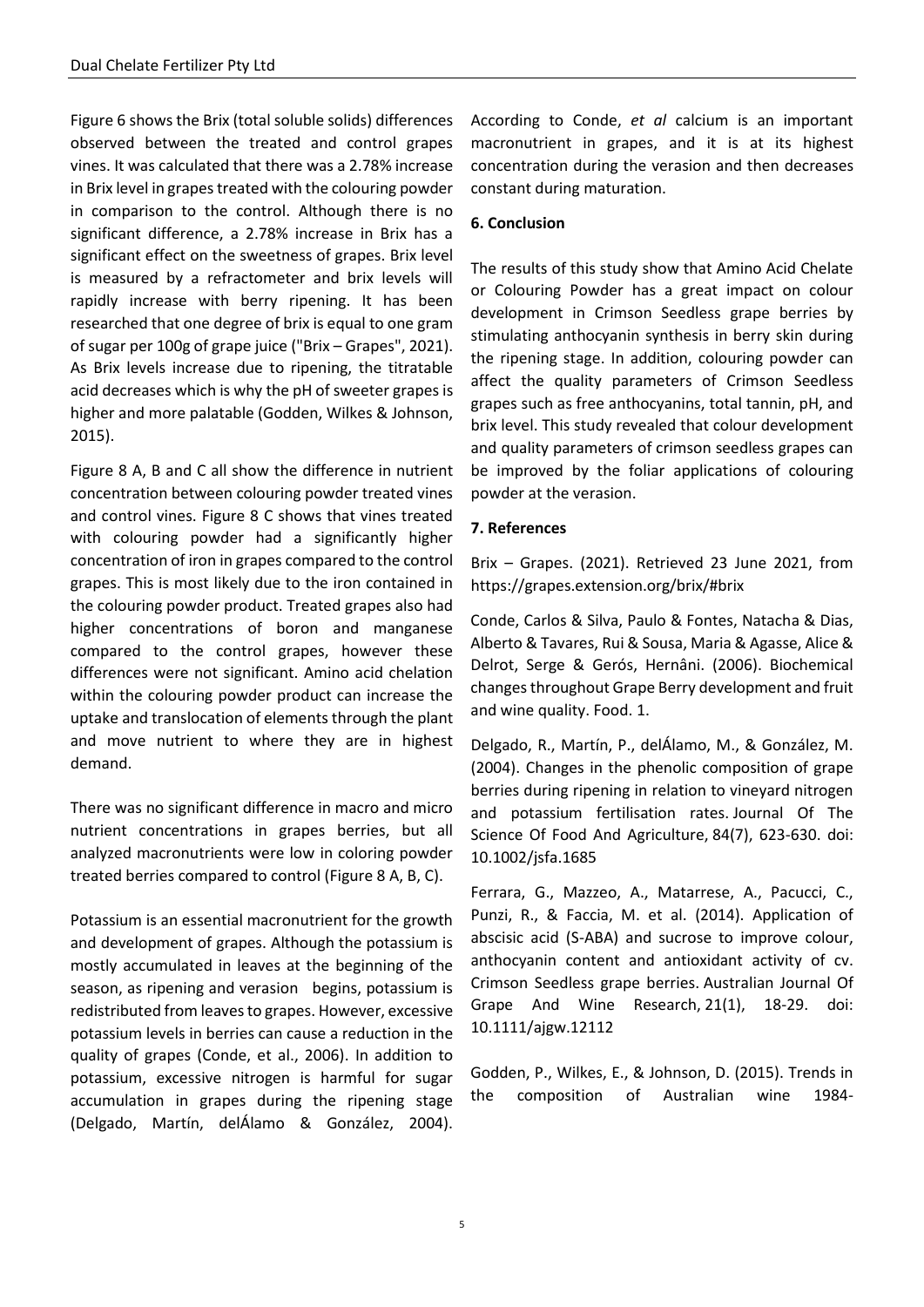Figure 6 shows the Brix (total soluble solids) differences observed between the treated and control grapes vines. It was calculated that there was a 2.78% increase in Brix level in grapes treated with the colouring powder in comparison to the control. Although there is no significant difference, a 2.78% increase in Brix has a significant effect on the sweetness of grapes. Brix level is measured by a refractometer and brix levels will rapidly increase with berry ripening. It has been researched that one degree of brix is equal to one gram of sugar per 100g of grape juice ("Brix – Grapes", 2021). As Brix levels increase due to ripening, the titratable acid decreases which is why the pH of sweeter grapes is higher and more palatable (Godden, Wilkes & Johnson, 2015).

Figure 8 A, B and C all show the difference in nutrient concentration between colouring powder treated vines and control vines. Figure 8 C shows that vines treated with colouring powder had a significantly higher concentration of iron in grapes compared to the control grapes. This is most likely due to the iron contained in the colouring powder product. Treated grapes also had higher concentrations of boron and manganese compared to the control grapes, however these differences were not significant. Amino acid chelation within the colouring powder product can increase the uptake and translocation of elements through the plant and move nutrient to where they are in highest demand.

There was no significant difference in macro and micro nutrient concentrations in grapes berries, but all analyzed macronutrients were low in coloring powder treated berries compared to control (Figure 8 A, B, C).

Potassium is an essential macronutrient for the growth and development of grapes. Although the potassium is mostly accumulated in leaves at the beginning of the season, as ripening and verasion begins, potassium is redistributed from leaves to grapes. However, excessive potassium levels in berries can cause a reduction in the quality of grapes (Conde, et al., 2006). In addition to potassium, excessive nitrogen is harmful for sugar accumulation in grapes during the ripening stage (Delgado, Martín, delÁlamo & González, 2004). According to Conde, *et al* calcium is an important macronutrient in grapes, and it is at its highest concentration during the verasion and then decreases constant during maturation.

## 6. Conclusion

The results of this study show that Amino Acid Chelate or Colouring Powder has a great impact on colour development in Crimson Seedless grape berries by stimulating anthocyanin synthesis in berry skin during the ripening stage. In addition, colouring powder can affect the quality parameters of Crimson Seedless grapes such as free anthocyanins, total tannin, pH, and brix level. This study revealed that colour development and quality parameters of crimson seedless grapes can be improved by the foliar applications of colouring powder at the verasion.

## 7. References

Brix – Grapes. (2021). Retrieved 23 June 2021, from https://grapes.extension.org/brix/#brix

Conde, Carlos & Silva, Paulo & Fontes, Natacha & Dias, Alberto & Tavares, Rui & Sousa, Maria & Agasse, Alice & Delrot, Serge & Gerós, Hernâni. (2006). Biochemical changes throughout Grape Berry development and fruit and wine quality. Food. 1.

Delgado, R., Martín, P., delÁlamo, M., & González, M. (2004). Changes in the phenolic composition of grape berries during ripening in relation to vineyard nitrogen and potassium fertilisation rates. Journal Of The Science Of Food And Agriculture, 84(7), 623-630. doi: 10.1002/jsfa.1685

Ferrara, G., Mazzeo, A., Matarrese, A., Pacucci, C., Punzi, R., & Faccia, M. et al. (2014). Application of abscisic acid (S-ABA) and sucrose to improve colour, anthocyanin content and antioxidant activity of cv. Crimson Seedless grape berries. Australian Journal Of Grape And Wine Research, 21(1), 18-29. doi: 10.1111/ajgw.12112

Godden, P., Wilkes, E., & Johnson, D. (2015). Trends in the composition of Australian wine 1984-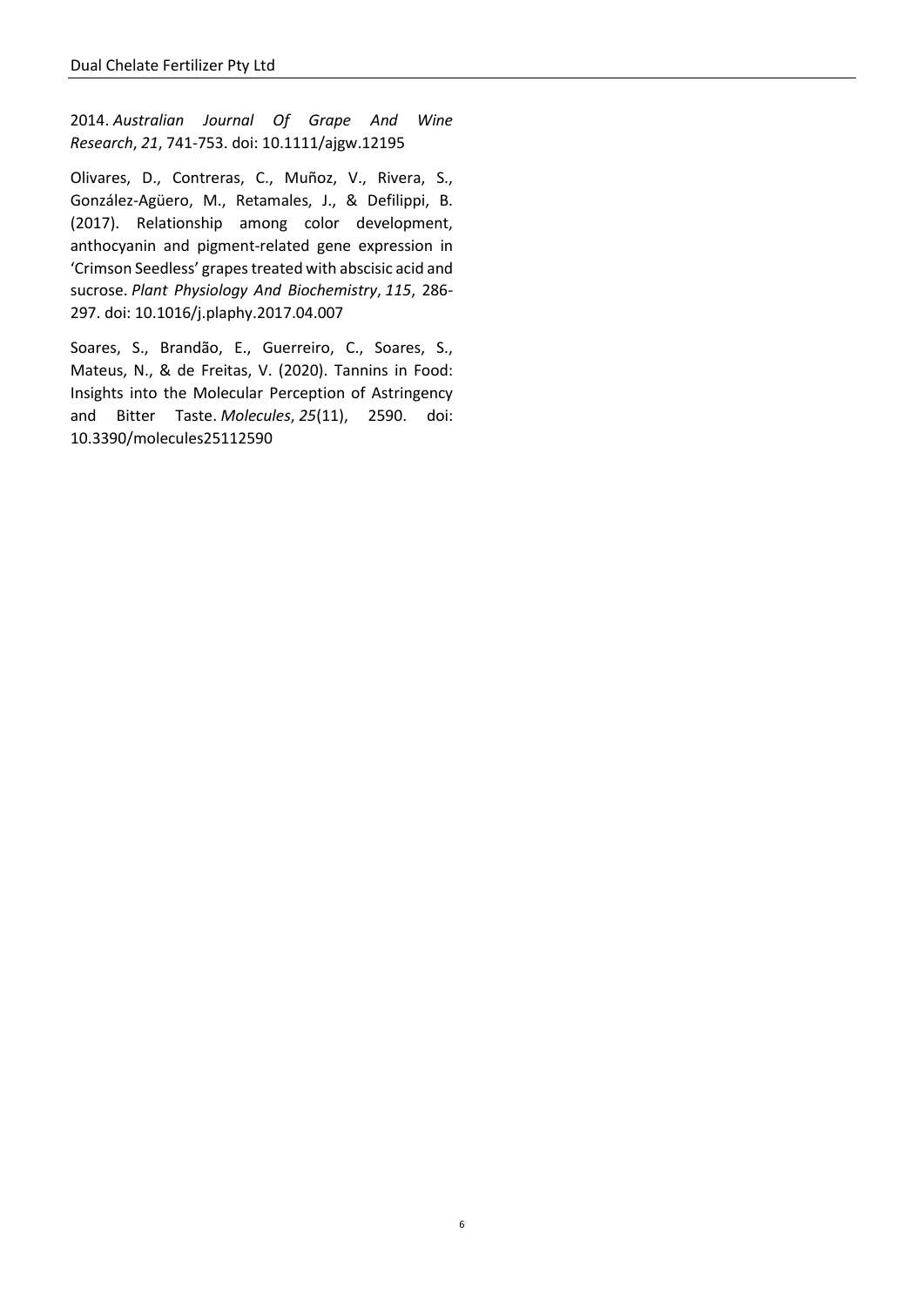2014. *Australian Journal Of Grape And Wine Research*, *21*, 741-753. doi: 10.1111/ajgw.12195

Olivares, D., Contreras, C., Muñoz, V., Rivera, S., González-Agüero, M., Retamales, J., & Defilippi, B. (2017). Relationship among color development, anthocyanin and pigment-related gene expression in 'Crimson Seedless' grapes treated with abscisic acid and sucrose. *Plant Physiology And Biochemistry*, *115*, 286-297. doi: 10.1016/j.plaphy.2017.04.007

Soares, S., Brandão, E., Guerreiro, C., Soares, S., Mateus, N., & de Freitas, V. (2020). Tannins in Food: Insights into the Molecular Perception of Astringency and Bitter Taste. *Molecules*, *25*(11), 2590. doi: 10.3390/molecules25112590